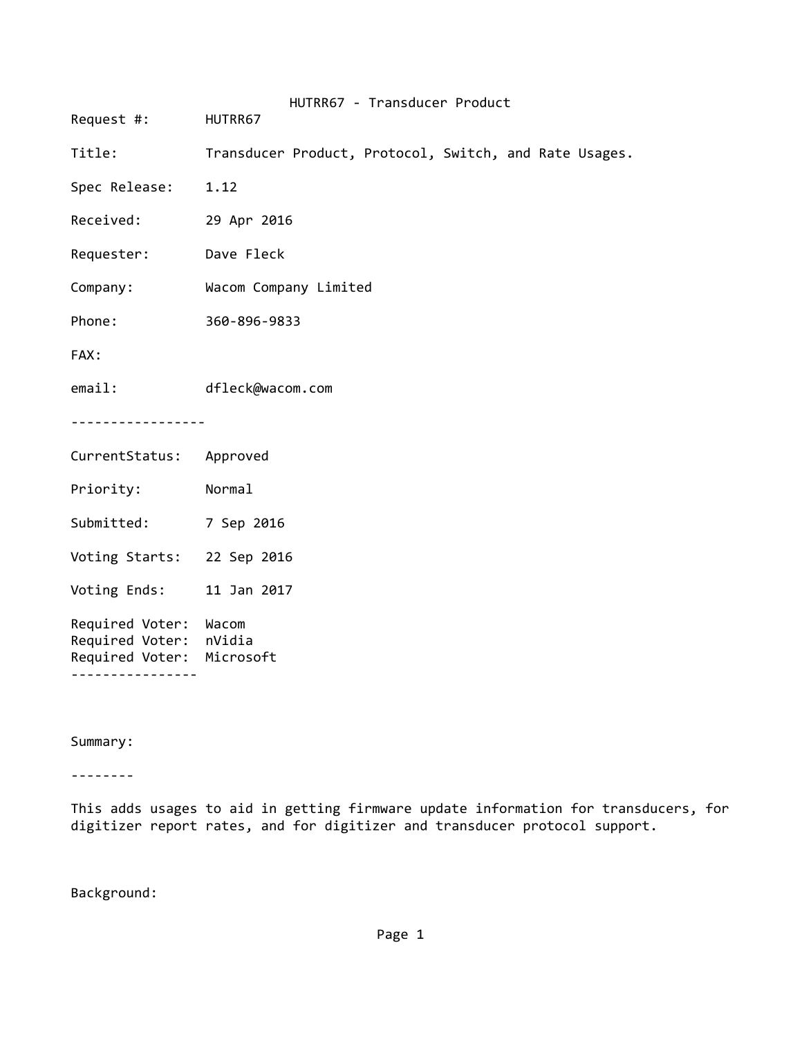HUTRR67 - Transducer Product

Request #: HUTRR67

Title: Transducer Product, Protocol, Switch, and Rate Usages.

Spec Release: 1.12

Received: 29 Apr 2016

Requester: Dave Fleck

Company: Wacom Company Limited

Phone: 360-896-9833

FAX:

email: dfleck@wacom.com

-----------------

CurrentStatus: Approved

Priority: Normal

Submitted: 7 Sep 2016

Voting Starts: 22 Sep 2016

Voting Ends: 11 Jan 2017

Required Voter: Wacom
Required Voter: nVidia
Required Voter: Microsoft

----------------

Summary:

--------

This adds usages to aid in getting firmware update information for transducers, for digitizer report rates, and for digitizer and transducer protocol support.

Background: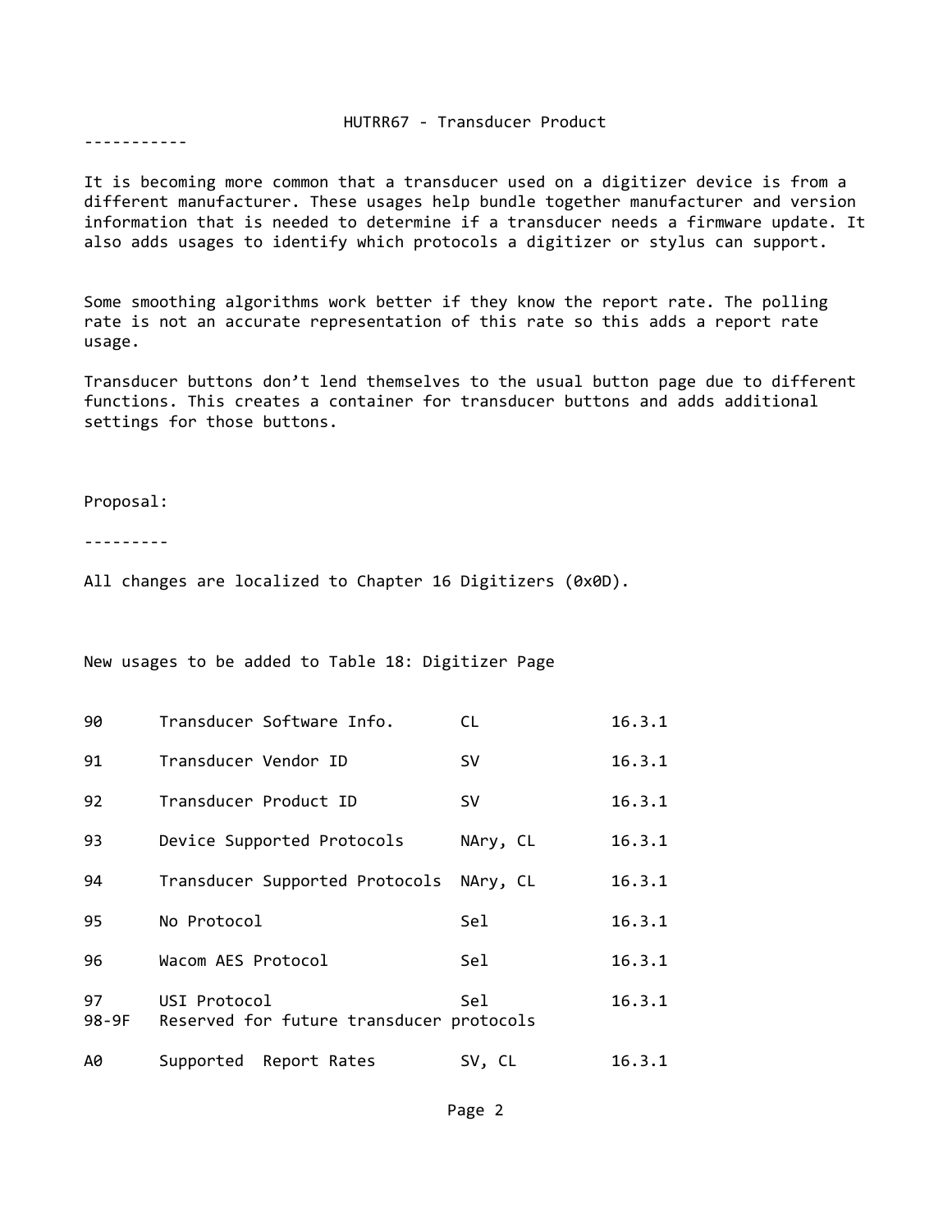# HUTRR67 - Transducer Product

-----------

It is becoming more common that a transducer used on a digitizer device is from a different manufacturer. These usages help bundle together manufacturer and version information that is needed to determine if a transducer needs a firmware update. It also adds usages to identify which protocols a digitizer or stylus can support.

Some smoothing algorithms work better if they know the report rate. The polling rate is not an accurate representation of this rate so this adds a report rate usage.

Transducer buttons don't lend themselves to the usual button page due to different functions. This creates a container for transducer buttons and adds additional settings for those buttons.

## Proposal:

---------

All changes are localized to Chapter 16 Digitizers (0x0D).

New usages to be added to Table 18: Digitizer Page

| | | | |
|---|---|---|---|
| 90 | Transducer Software Info. | CL | 16.3.1 |
| 91 | Transducer Vendor ID | SV | 16.3.1 |
| 92 | Transducer Product ID | SV | 16.3.1 |
| 93 | Device Supported Protocols | NAry, CL | 16.3.1 |
| 94 | Transducer Supported Protocols | NAry, CL | 16.3.1 |
| 95 | No Protocol | Sel | 16.3.1 |
| 96 | Wacom AES Protocol | Sel | 16.3.1 |
| 97 | USI Protocol | Sel | 16.3.1 |
| 98-9F | Reserved for future transducer protocols | | |
| A0 | Supported Report Rates | SV, CL | 16.3.1 |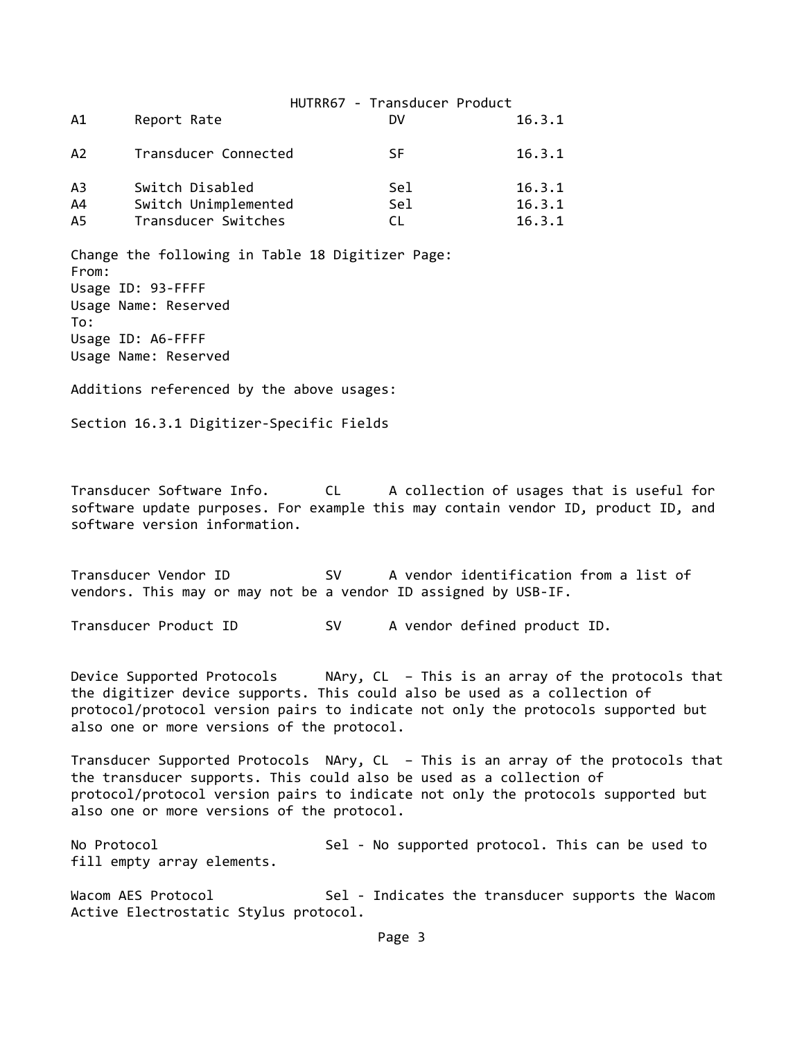| | HUTRR67 - Transducer Product | | |
|---|---|---|---|
| A1 | Report Rate | DV | 16.3.1 |
| A2 | Transducer Connected | SF | 16.3.1 |
| A3 | Switch Disabled | Sel | 16.3.1 |
| A4 | Switch Unimplemented | Sel | 16.3.1 |
| A5 | Transducer Switches | CL | 16.3.1 |

Change the following in Table 18 Digitizer Page:
From:
Usage ID: 93-FFFF
Usage Name: Reserved
To:
Usage ID: A6-FFFF
Usage Name: Reserved

Additions referenced by the above usages:

Section 16.3.1 Digitizer-Specific Fields

Transducer Software Info. CL A collection of usages that is useful for software update purposes. For example this may contain vendor ID, product ID, and software version information.

Transducer Vendor ID SV A vendor identification from a list of vendors. This may or may not be a vendor ID assigned by USB-IF.

Transducer Product ID SV A vendor defined product ID.

Device Supported Protocols NAry, CL – This is an array of the protocols that the digitizer device supports. This could also be used as a collection of protocol/protocol version pairs to indicate not only the protocols supported but also one or more versions of the protocol.

Transducer Supported Protocols NAry, CL – This is an array of the protocols that the transducer supports. This could also be used as a collection of protocol/protocol version pairs to indicate not only the protocols supported but also one or more versions of the protocol.

No Protocol Sel - No supported protocol. This can be used to fill empty array elements.

Wacom AES Protocol Sel - Indicates the transducer supports the Wacom Active Electrostatic Stylus protocol.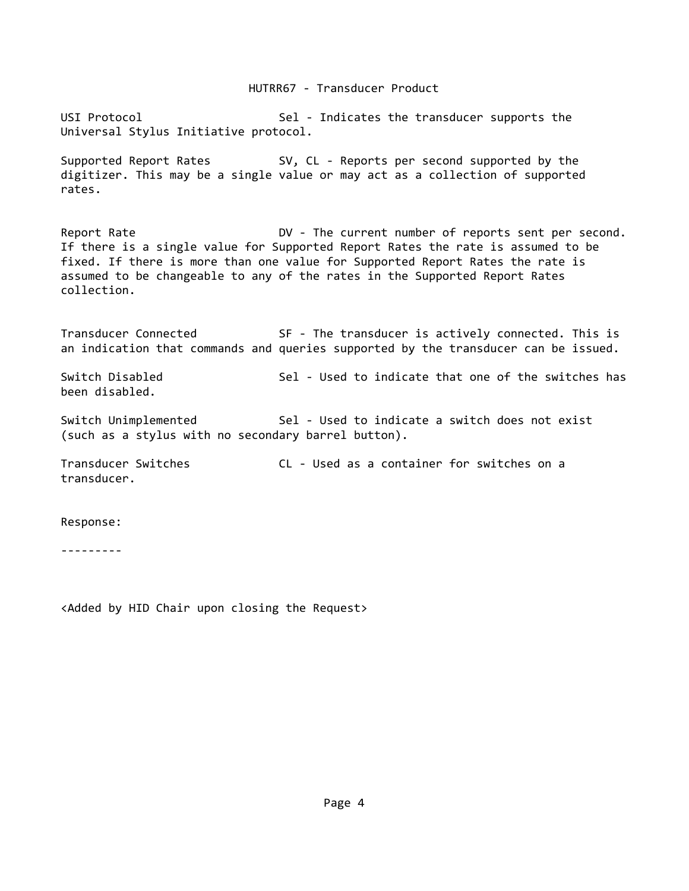HUTRR67 - Transducer Product

USI Protocol Sel - Indicates the transducer supports the Universal Stylus Initiative protocol.

Supported Report Rates SV, CL - Reports per second supported by the digitizer. This may be a single value or may act as a collection of supported rates.

Report Rate DV - The current number of reports sent per second. If there is a single value for Supported Report Rates the rate is assumed to be fixed. If there is more than one value for Supported Report Rates the rate is assumed to be changeable to any of the rates in the Supported Report Rates collection.

Transducer Connected SF - The transducer is actively connected. This is an indication that commands and queries supported by the transducer can be issued.

Switch Disabled Sel - Used to indicate that one of the switches has been disabled.

Switch Unimplemented Sel - Used to indicate a switch does not exist (such as a stylus with no secondary barrel button).

Transducer Switches CL - Used as a container for switches on a transducer.

Response:

---------

<Added by HID Chair upon closing the Request>